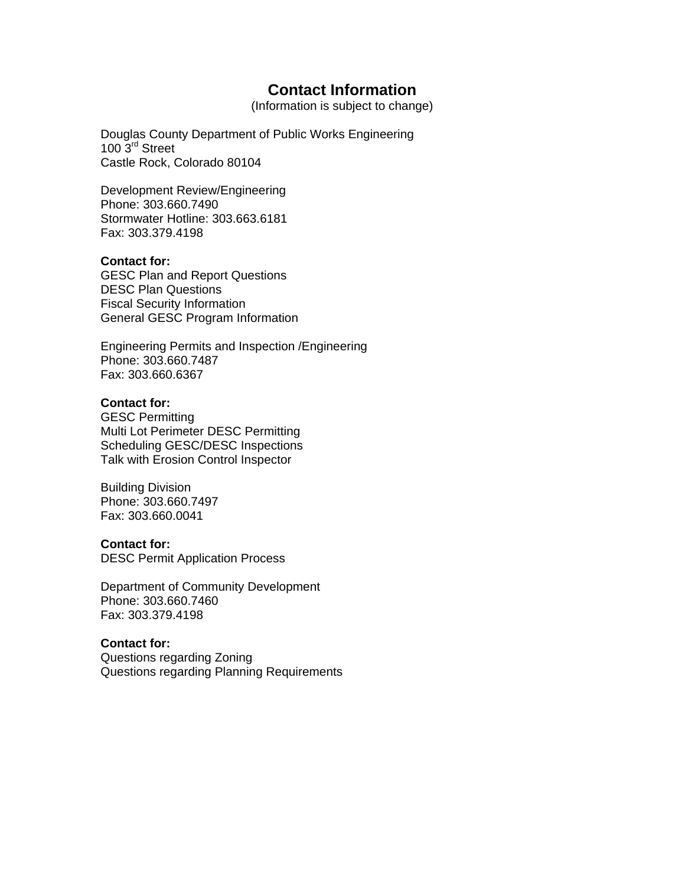# Contact Information

(Information is subject to change)

Douglas County Department of Public Works Engineering
100 3rd Street
Castle Rock, Colorado 80104

Development Review/Engineering
Phone: 303.660.7490
Stormwater Hotline: 303.663.6181
Fax: 303.379.4198

**Contact for:**
GESC Plan and Report Questions
DESC Plan Questions
Fiscal Security Information
General GESC Program Information

Engineering Permits and Inspection /Engineering
Phone: 303.660.7487
Fax: 303.660.6367

**Contact for:**
GESC Permitting
Multi Lot Perimeter DESC Permitting
Scheduling GESC/DESC Inspections
Talk with Erosion Control Inspector

Building Division
Phone: 303.660.7497
Fax: 303.660.0041

**Contact for:**
DESC Permit Application Process

Department of Community Development
Phone: 303.660.7460
Fax: 303.379.4198

**Contact for:**
Questions regarding Zoning
Questions regarding Planning Requirements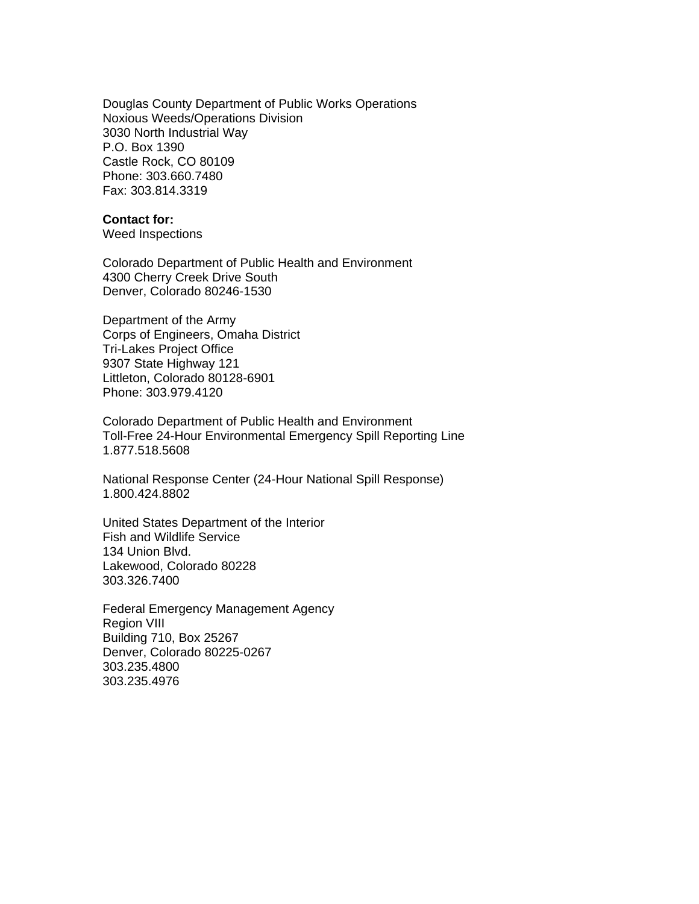Douglas County Department of Public Works Operations
Noxious Weeds/Operations Division
3030 North Industrial Way
P.O. Box 1390
Castle Rock, CO 80109
Phone: 303.660.7480
Fax: 303.814.3319

**Contact for:**
Weed Inspections

Colorado Department of Public Health and Environment
4300 Cherry Creek Drive South
Denver, Colorado 80246-1530

Department of the Army
Corps of Engineers, Omaha District
Tri-Lakes Project Office
9307 State Highway 121
Littleton, Colorado 80128-6901
Phone: 303.979.4120

Colorado Department of Public Health and Environment
Toll-Free 24-Hour Environmental Emergency Spill Reporting Line
1.877.518.5608

National Response Center (24-Hour National Spill Response)
1.800.424.8802

United States Department of the Interior
Fish and Wildlife Service
134 Union Blvd.
Lakewood, Colorado 80228
303.326.7400

Federal Emergency Management Agency
Region VIII
Building 710, Box 25267
Denver, Colorado 80225-0267
303.235.4800
303.235.4976